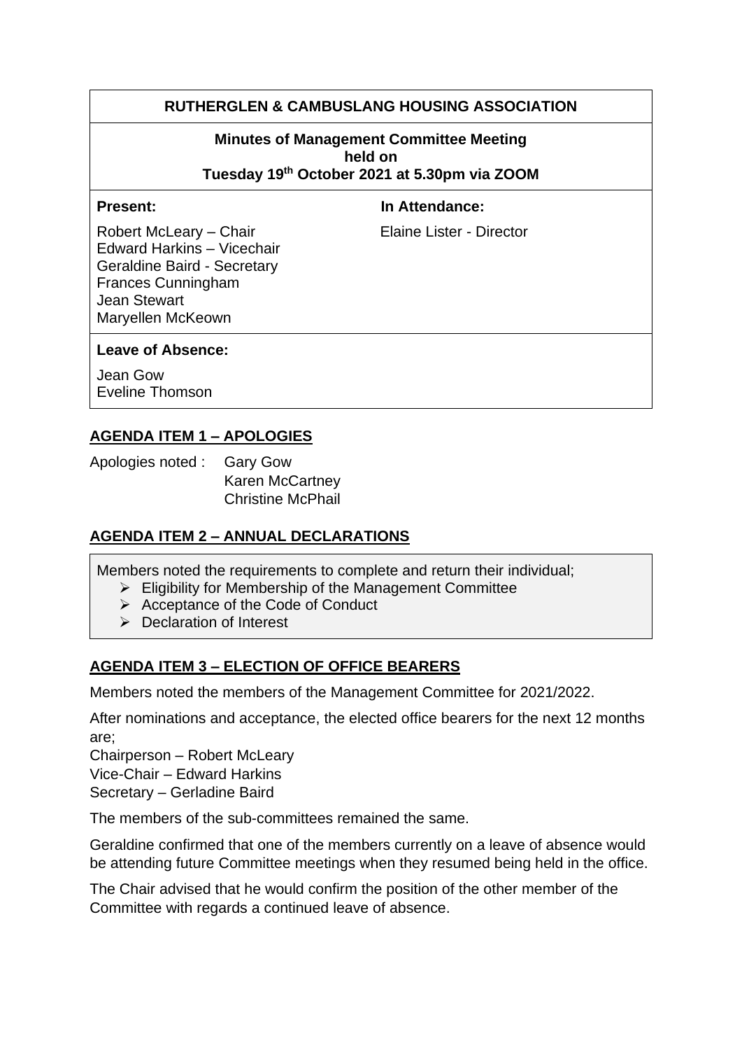**RUTHERGLEN & CAMBUSLANG HOUSING ASSOCIATION**

**Minutes of Management Committee Meeting held on Tuesday 19th October 2021 at 5.30pm via ZOOM**

| **Present:** | **In Attendance:** |
|---|---|
| Robert McLeary – Chair<br>Edward Harkins – Vicechair<br>Geraldine Baird - Secretary<br>Frances Cunningham<br>Jean Stewart<br>Maryellen McKeown | Elaine Lister - Director |

**Leave of Absence:**

Jean Gow
Eveline Thomson

## AGENDA ITEM 1 – APOLOGIES

Apologies noted : Gary Gow
Karen McCartney
Christine McPhail

## AGENDA ITEM 2 – ANNUAL DECLARATIONS

Members noted the requirements to complete and return their individual;

- Eligibility for Membership of the Management Committee
- Acceptance of the Code of Conduct
- Declaration of Interest

## AGENDA ITEM 3 – ELECTION OF OFFICE BEARERS

Members noted the members of the Management Committee for 2021/2022.

After nominations and acceptance, the elected office bearers for the next 12 months are;

Chairperson – Robert McLeary
Vice-Chair – Edward Harkins
Secretary – Gerladine Baird

The members of the sub-committees remained the same.

Geraldine confirmed that one of the members currently on a leave of absence would be attending future Committee meetings when they resumed being held in the office.

The Chair advised that he would confirm the position of the other member of the Committee with regards a continued leave of absence.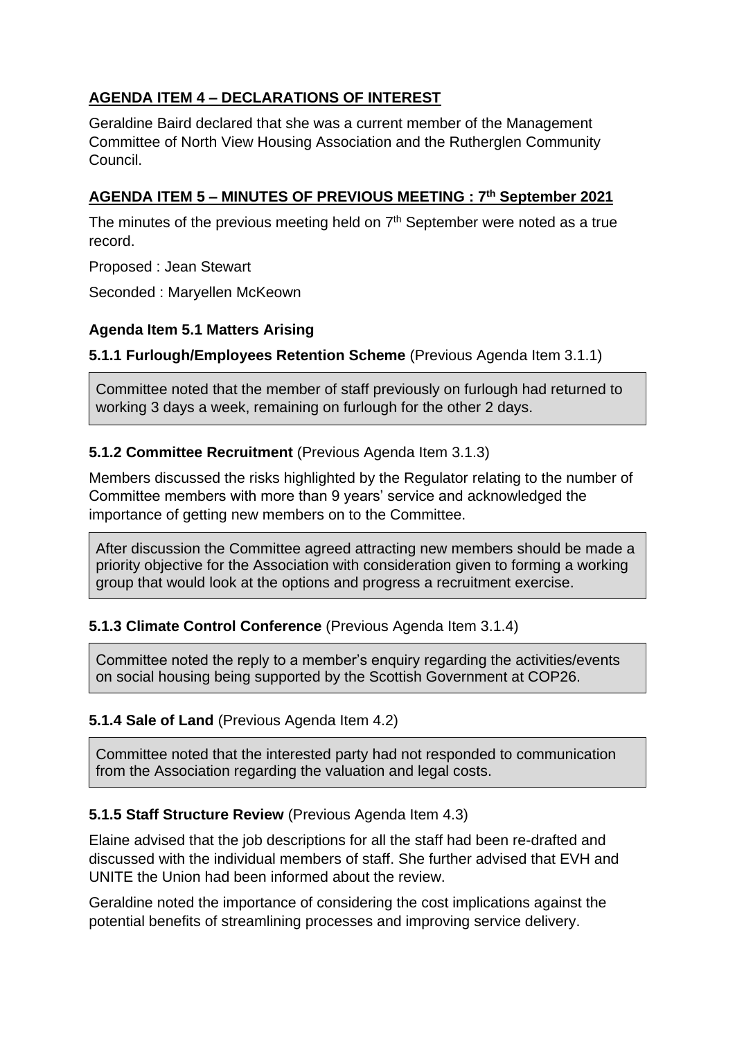## **AGENDA ITEM 4 – DECLARATIONS OF INTEREST**

Geraldine Baird declared that she was a current member of the Management Committee of North View Housing Association and the Rutherglen Community Council.

## **AGENDA ITEM 5 – MINUTES OF PREVIOUS MEETING : 7th September 2021**

The minutes of the previous meeting held on 7th September were noted as a true record.

Proposed : Jean Stewart

Seconded : Maryellen McKeown

### **Agenda Item 5.1 Matters Arising**

**5.1.1 Furlough/Employees Retention Scheme** (Previous Agenda Item 3.1.1)

Committee noted that the member of staff previously on furlough had returned to working 3 days a week, remaining on furlough for the other 2 days.

**5.1.2 Committee Recruitment** (Previous Agenda Item 3.1.3)

Members discussed the risks highlighted by the Regulator relating to the number of Committee members with more than 9 years' service and acknowledged the importance of getting new members on to the Committee.

After discussion the Committee agreed attracting new members should be made a priority objective for the Association with consideration given to forming a working group that would look at the options and progress a recruitment exercise.

**5.1.3 Climate Control Conference** (Previous Agenda Item 3.1.4)

Committee noted the reply to a member's enquiry regarding the activities/events on social housing being supported by the Scottish Government at COP26.

**5.1.4 Sale of Land** (Previous Agenda Item 4.2)

Committee noted that the interested party had not responded to communication from the Association regarding the valuation and legal costs.

**5.1.5 Staff Structure Review** (Previous Agenda Item 4.3)

Elaine advised that the job descriptions for all the staff had been re-drafted and discussed with the individual members of staff. She further advised that EVH and UNITE the Union had been informed about the review.

Geraldine noted the importance of considering the cost implications against the potential benefits of streamlining processes and improving service delivery.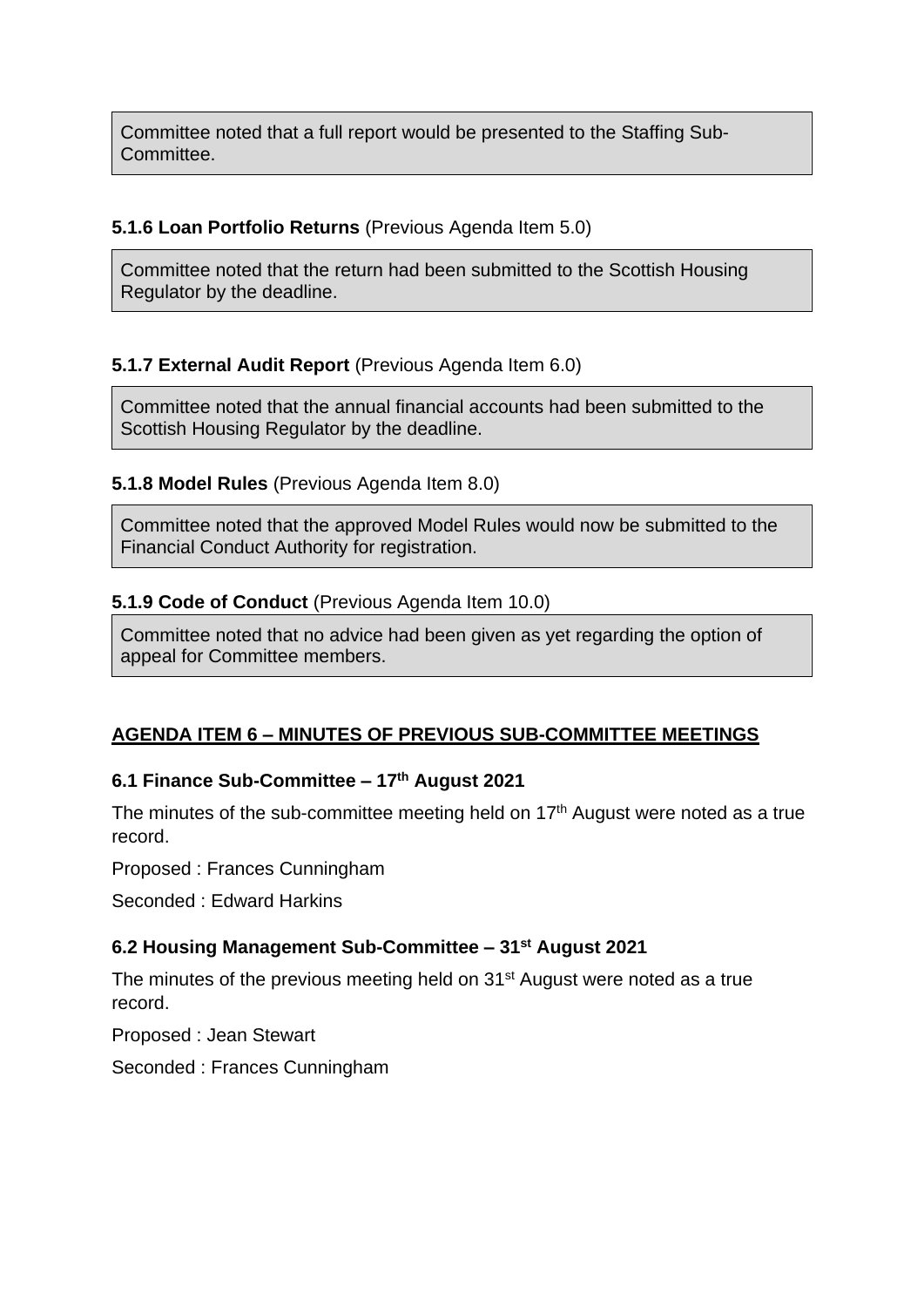Committee noted that a full report would be presented to the Staffing Sub-Committee.

**5.1.6 Loan Portfolio Returns** (Previous Agenda Item 5.0)

Committee noted that the return had been submitted to the Scottish Housing Regulator by the deadline.

**5.1.7 External Audit Report** (Previous Agenda Item 6.0)

Committee noted that the annual financial accounts had been submitted to the Scottish Housing Regulator by the deadline.

**5.1.8 Model Rules** (Previous Agenda Item 8.0)

Committee noted that the approved Model Rules would now be submitted to the Financial Conduct Authority for registration.

**5.1.9 Code of Conduct** (Previous Agenda Item 10.0)

Committee noted that no advice had been given as yet regarding the option of appeal for Committee members.

## AGENDA ITEM 6 – MINUTES OF PREVIOUS SUB-COMMITTEE MEETINGS

### 6.1 Finance Sub-Committee – 17th August 2021

The minutes of the sub-committee meeting held on 17th August were noted as a true record.

Proposed : Frances Cunningham

Seconded : Edward Harkins

### 6.2 Housing Management Sub-Committee – 31st August 2021

The minutes of the previous meeting held on 31st August were noted as a true record.

Proposed : Jean Stewart

Seconded : Frances Cunningham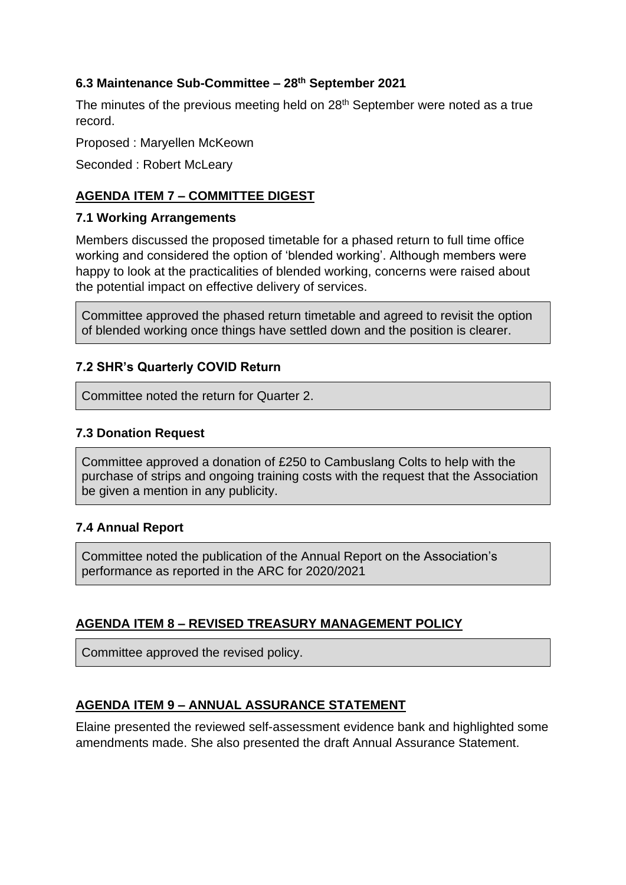### 6.3 Maintenance Sub-Committee – 28th September 2021

The minutes of the previous meeting held on 28th September were noted as a true record.

Proposed : Maryellen McKeown

Seconded : Robert McLeary

## AGENDA ITEM 7 – COMMITTEE DIGEST

### 7.1 Working Arrangements

Members discussed the proposed timetable for a phased return to full time office working and considered the option of 'blended working'. Although members were happy to look at the practicalities of blended working, concerns were raised about the potential impact on effective delivery of services.

Committee approved the phased return timetable and agreed to revisit the option of blended working once things have settled down and the position is clearer.

### 7.2 SHR's Quarterly COVID Return

Committee noted the return for Quarter 2.

### 7.3 Donation Request

Committee approved a donation of £250 to Cambuslang Colts to help with the purchase of strips and ongoing training costs with the request that the Association be given a mention in any publicity.

### 7.4 Annual Report

Committee noted the publication of the Annual Report on the Association's performance as reported in the ARC for 2020/2021

## AGENDA ITEM 8 – REVISED TREASURY MANAGEMENT POLICY

Committee approved the revised policy.

## AGENDA ITEM 9 – ANNUAL ASSURANCE STATEMENT

Elaine presented the reviewed self-assessment evidence bank and highlighted some amendments made. She also presented the draft Annual Assurance Statement.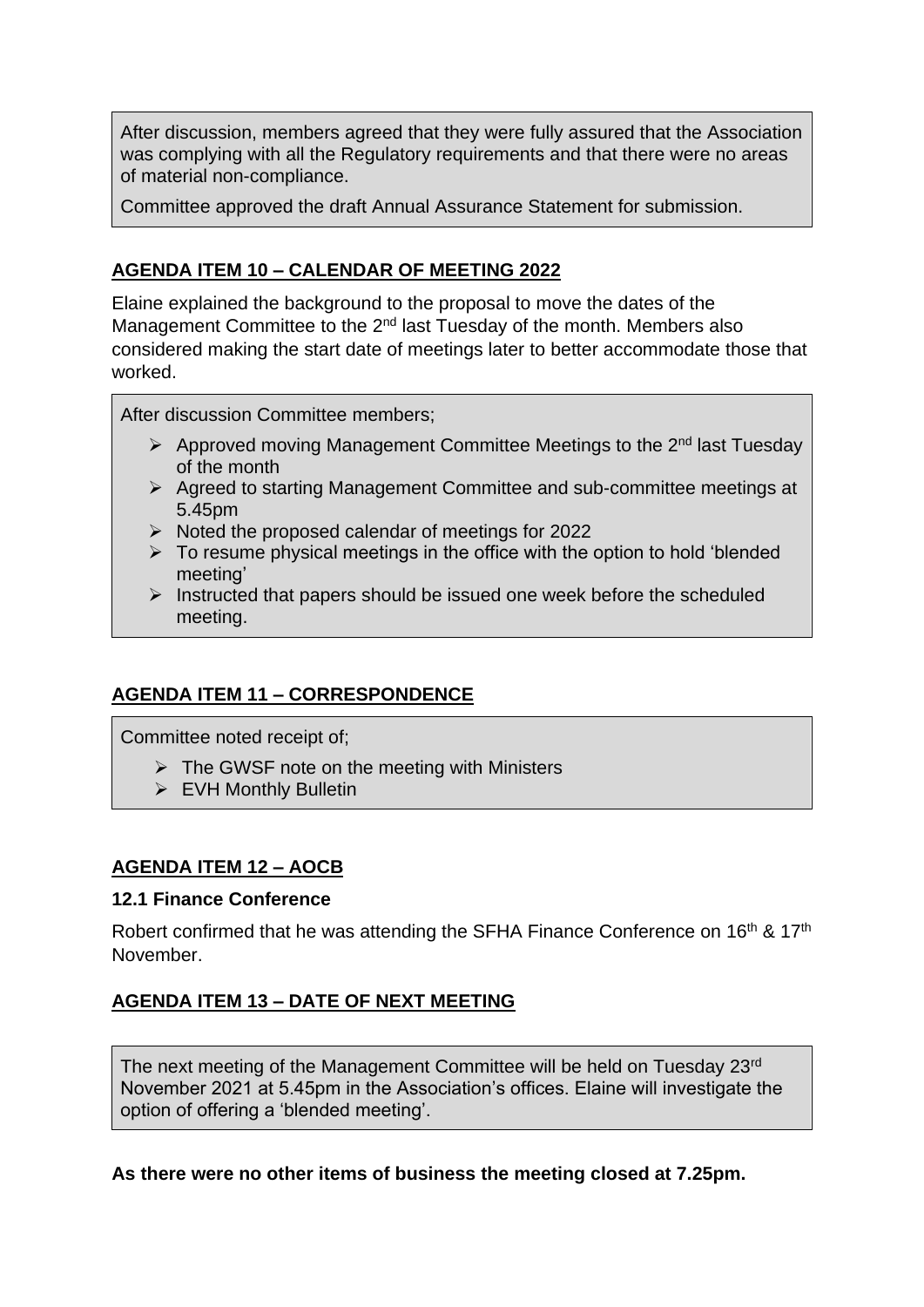After discussion, members agreed that they were fully assured that the Association was complying with all the Regulatory requirements and that there were no areas of material non-compliance.

Committee approved the draft Annual Assurance Statement for submission.

## AGENDA ITEM 10 – CALENDAR OF MEETING 2022

Elaine explained the background to the proposal to move the dates of the Management Committee to the 2nd last Tuesday of the month. Members also considered making the start date of meetings later to better accommodate those that worked.

After discussion Committee members;

- Approved moving Management Committee Meetings to the 2nd last Tuesday of the month
- Agreed to starting Management Committee and sub-committee meetings at 5.45pm
- Noted the proposed calendar of meetings for 2022
- To resume physical meetings in the office with the option to hold 'blended meeting'
- Instructed that papers should be issued one week before the scheduled meeting.

## AGENDA ITEM 11 – CORRESPONDENCE

Committee noted receipt of;

- The GWSF note on the meeting with Ministers
- EVH Monthly Bulletin

## AGENDA ITEM 12 – AOCB

### 12.1 Finance Conference

Robert confirmed that he was attending the SFHA Finance Conference on 16th & 17th November.

## AGENDA ITEM 13 – DATE OF NEXT MEETING

The next meeting of the Management Committee will be held on Tuesday 23rd November 2021 at 5.45pm in the Association's offices. Elaine will investigate the option of offering a 'blended meeting'.

**As there were no other items of business the meeting closed at 7.25pm.**